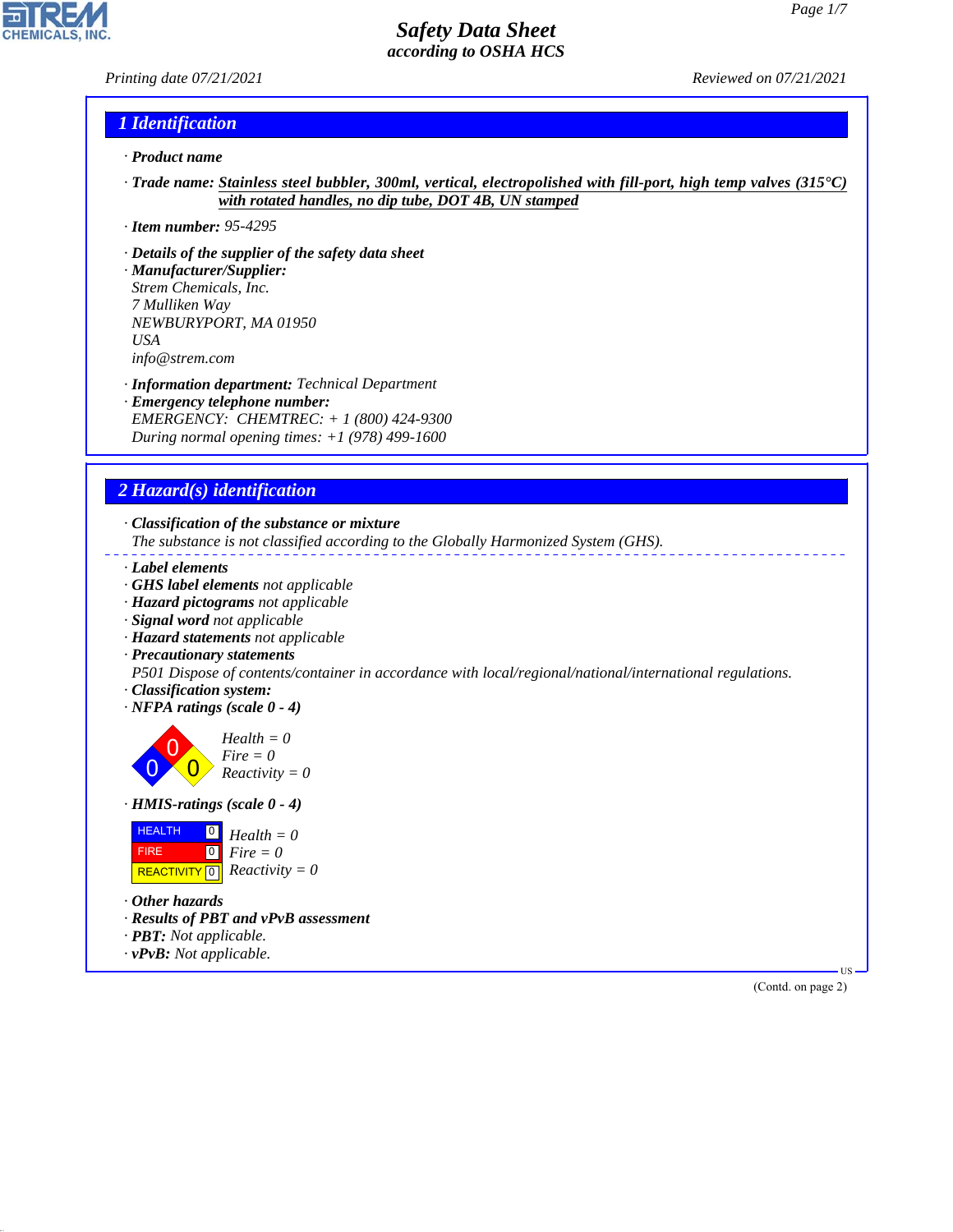# Safety Data Sheet
according to OSHA HCS

Printing date 07/21/2021 Reviewed on 07/21/2021

## 1 Identification

· **Product name**

· **Trade name:** **Stainless steel bubbler, 300ml, vertical, electropolished with fill-port, high temp valves (315°C) with rotated handles, no dip tube, DOT 4B, UN stamped**

· **Item number:** 95-4295

· **Details of the supplier of the safety data sheet**
· **Manufacturer/Supplier:**
Strem Chemicals, Inc.
7 Mulliken Way
NEWBURYPORT, MA 01950
USA
info@strem.com

· **Information department:** Technical Department
· **Emergency telephone number:**
EMERGENCY: CHEMTREC: + 1 (800) 424-9300
During normal opening times: +1 (978) 499-1600

## 2 Hazard(s) identification

· **Classification of the substance or mixture**
The substance is not classified according to the Globally Harmonized System (GHS).

· **Label elements**
· **GHS label elements** not applicable
· **Hazard pictograms** not applicable
· **Signal word** not applicable
· **Hazard statements** not applicable
· **Precautionary statements**
P501 Dispose of contents/container in accordance with local/regional/national/international regulations.
· **Classification system:**
· **NFPA ratings (scale 0 - 4)**

Health = 0
Fire = 0
Reactivity = 0

· **HMIS-ratings (scale 0 - 4)**

| | |
|---|---|
| HEALTH | 0 |
| FIRE | 0 |
| REACTIVITY | 0 |

Health = 0
Fire = 0
Reactivity = 0

· **Other hazards**
· **Results of PBT and vPvB assessment**
· **PBT:** Not applicable.
· **vPvB:** Not applicable.

(Contd. on page 2)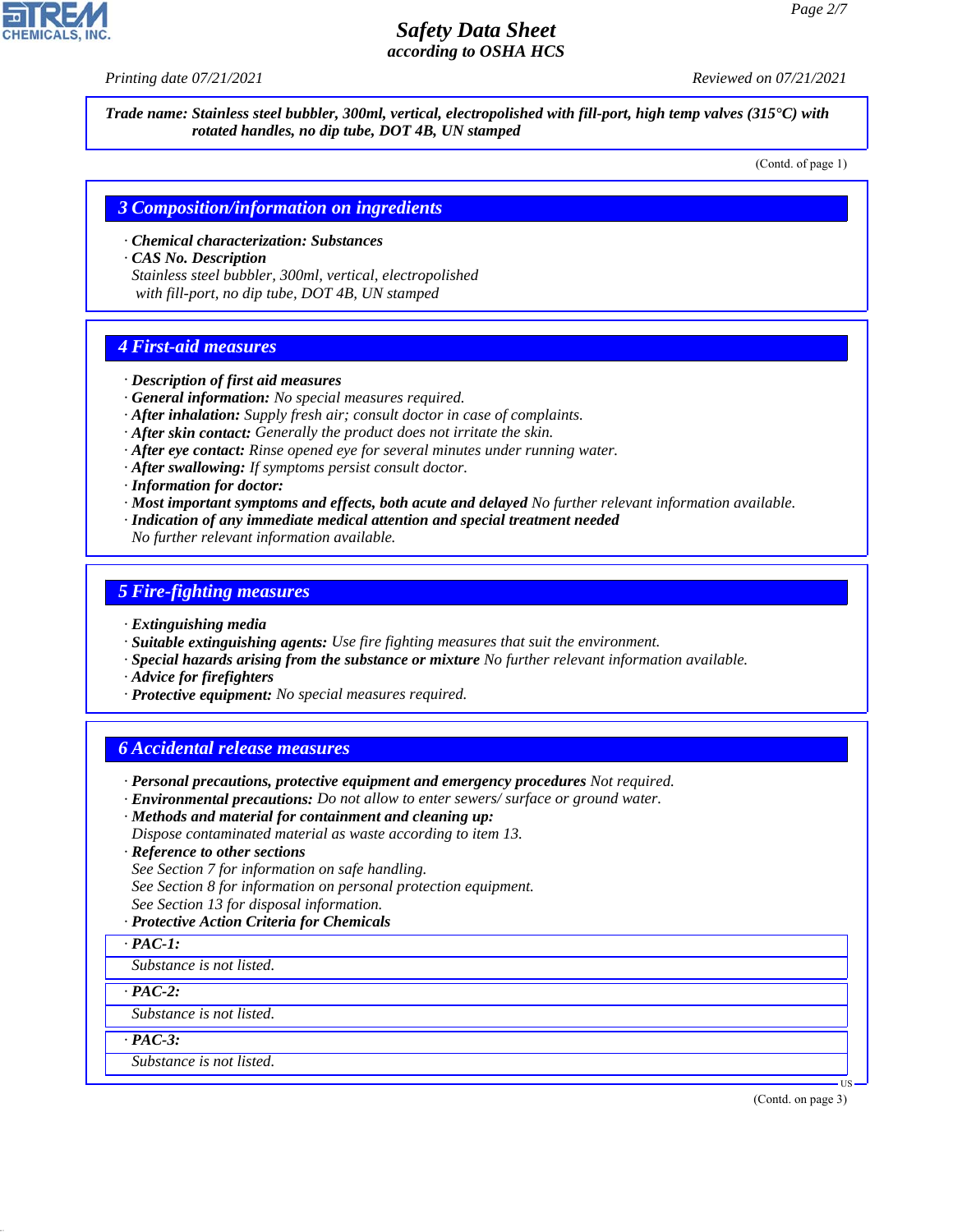**Trade name: Stainless steel bubbler, 300ml, vertical, electropolished with fill-port, high temp valves (315°C) with rotated handles, no dip tube, DOT 4B, UN stamped**

(Contd. of page 1)

## 3 Composition/information on ingredients

· **Chemical characterization: Substances**
· **CAS No. Description**
Stainless steel bubbler, 300ml, vertical, electropolished
with fill-port, no dip tube, DOT 4B, UN stamped

## 4 First-aid measures

· **Description of first aid measures**
· **General information:** No special measures required.
· **After inhalation:** Supply fresh air; consult doctor in case of complaints.
· **After skin contact:** Generally the product does not irritate the skin.
· **After eye contact:** Rinse opened eye for several minutes under running water.
· **After swallowing:** If symptoms persist consult doctor.
· **Information for doctor:**
· **Most important symptoms and effects, both acute and delayed** No further relevant information available.
· **Indication of any immediate medical attention and special treatment needed**
No further relevant information available.

## 5 Fire-fighting measures

· **Extinguishing media**
· **Suitable extinguishing agents:** Use fire fighting measures that suit the environment.
· **Special hazards arising from the substance or mixture** No further relevant information available.
· **Advice for firefighters**
· **Protective equipment:** No special measures required.

## 6 Accidental release measures

· **Personal precautions, protective equipment and emergency procedures** Not required.
· **Environmental precautions:** Do not allow to enter sewers/ surface or ground water.
· **Methods and material for containment and cleaning up:**
Dispose contaminated material as waste according to item 13.
· **Reference to other sections**
See Section 7 for information on safe handling.
See Section 8 for information on personal protection equipment.
See Section 13 for disposal information.
· **Protective Action Criteria for Chemicals**

· **PAC-1:**
Substance is not listed.

· **PAC-2:**
Substance is not listed.

· **PAC-3:**
Substance is not listed.

(Contd. on page 3)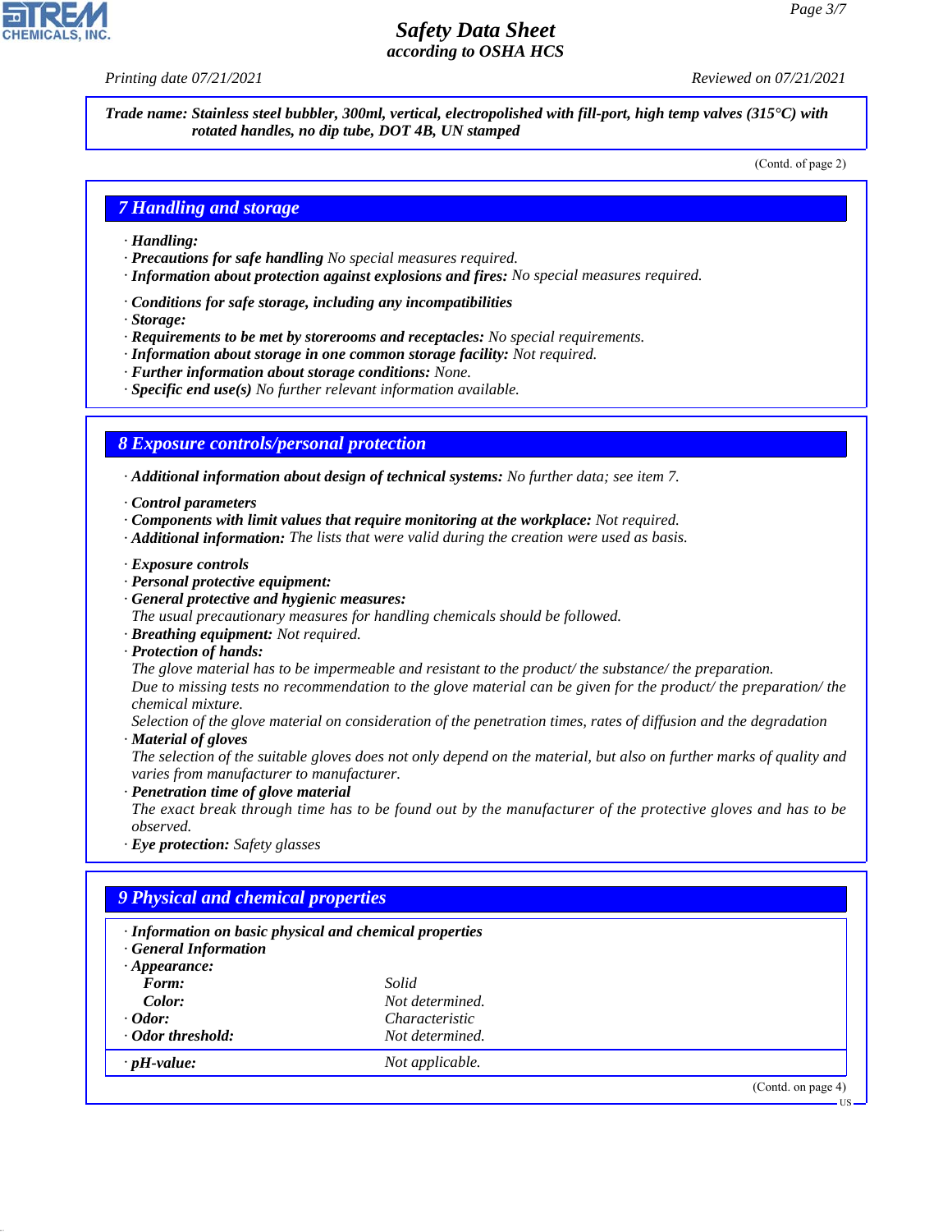**Trade name: Stainless steel bubbler, 300ml, vertical, electropolished with fill-port, high temp valves (315°C) with rotated handles, no dip tube, DOT 4B, UN stamped**

(Contd. of page 2)

## 7 Handling and storage

· **Handling:**
· **Precautions for safe handling** No special measures required.
· **Information about protection against explosions and fires:** No special measures required.

· **Conditions for safe storage, including any incompatibilities**
· **Storage:**
· **Requirements to be met by storerooms and receptacles:** No special requirements.
· **Information about storage in one common storage facility:** Not required.
· **Further information about storage conditions:** None.
· **Specific end use(s)** No further relevant information available.

## 8 Exposure controls/personal protection

· **Additional information about design of technical systems:** No further data; see item 7.

· **Control parameters**
· **Components with limit values that require monitoring at the workplace:** Not required.
· **Additional information:** The lists that were valid during the creation were used as basis.

· **Exposure controls**
· **Personal protective equipment:**
· **General protective and hygienic measures:**
The usual precautionary measures for handling chemicals should be followed.
· **Breathing equipment:** Not required.
· **Protection of hands:**
The glove material has to be impermeable and resistant to the product/ the substance/ the preparation.
Due to missing tests no recommendation to the glove material can be given for the product/ the preparation/ the chemical mixture.
Selection of the glove material on consideration of the penetration times, rates of diffusion and the degradation
· **Material of gloves**
The selection of the suitable gloves does not only depend on the material, but also on further marks of quality and varies from manufacturer to manufacturer.
· **Penetration time of glove material**
The exact break through time has to be found out by the manufacturer of the protective gloves and has to be observed.
· **Eye protection:** Safety glasses

## 9 Physical and chemical properties

· **Information on basic physical and chemical properties**
· **General Information**
· **Appearance:**

| | |
|---|---|
| **Form:** | Solid |
| **Color:** | Not determined. |
| · **Odor:** | Characteristic |
| · **Odor threshold:** | Not determined. |
| · **pH-value:** | Not applicable. |

(Contd. on page 4)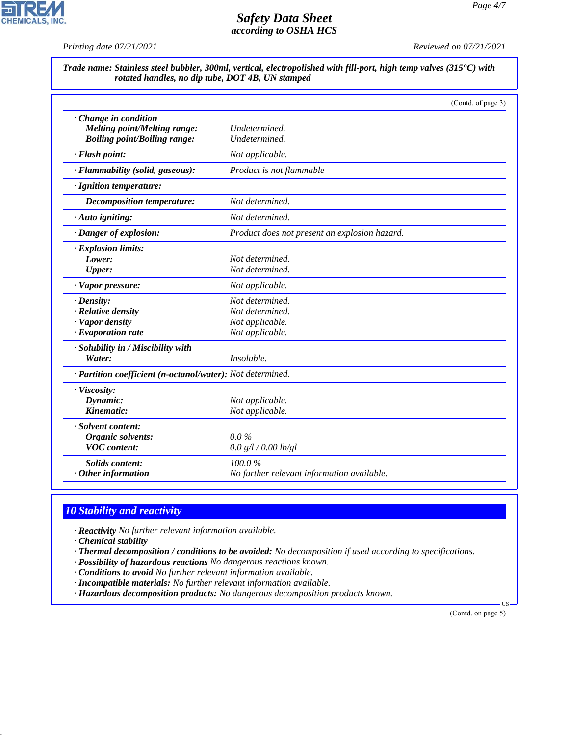**Trade name: Stainless steel bubbler, 300ml, vertical, electropolished with fill-port, high temp valves (315°C) with rotated handles, no dip tube, DOT 4B, UN stamped**

(Contd. of page 3)

| | |
|---|---|
| **· Change in condition** | |
| **Melting point/Melting range:** | *Undetermined.* |
| **Boiling point/Boiling range:** | *Undetermined.* |
| **· Flash point:** | *Not applicable.* |
| **· Flammability (solid, gaseous):** | *Product is not flammable* |
| **· Ignition temperature:** | |
| **Decomposition temperature:** | *Not determined.* |
| **· Auto igniting:** | *Not determined.* |
| **· Danger of explosion:** | *Product does not present an explosion hazard.* |
| **· Explosion limits:** | |
| **Lower:** | *Not determined.* |
| **Upper:** | *Not determined.* |
| **· Vapor pressure:** | *Not applicable.* |
| **· Density:** | *Not determined.* |
| **· Relative density** | *Not determined.* |
| **· Vapor density** | *Not applicable.* |
| **· Evaporation rate** | *Not applicable.* |
| **· Solubility in / Miscibility with** | |
| **Water:** | *Insoluble.* |
| **· Partition coefficient (n-octanol/water):** | *Not determined.* |
| **· Viscosity:** | |
| **Dynamic:** | *Not applicable.* |
| **Kinematic:** | *Not applicable.* |
| **· Solvent content:** | |
| **Organic solvents:** | *0.0 %* |
| **VOC content:** | *0.0 g/l / 0.00 lb/gl* |
| **Solids content:** | *100.0 %* |
| **· Other information** | *No further relevant information available.* |

## 10 Stability and reactivity

- **Reactivity** *No further relevant information available.*
- **Chemical stability**
- **Thermal decomposition / conditions to be avoided:** *No decomposition if used according to specifications.*
- **Possibility of hazardous reactions** *No dangerous reactions known.*
- **Conditions to avoid** *No further relevant information available.*
- **Incompatible materials:** *No further relevant information available.*
- **Hazardous decomposition products:** *No dangerous decomposition products known.*

(Contd. on page 5)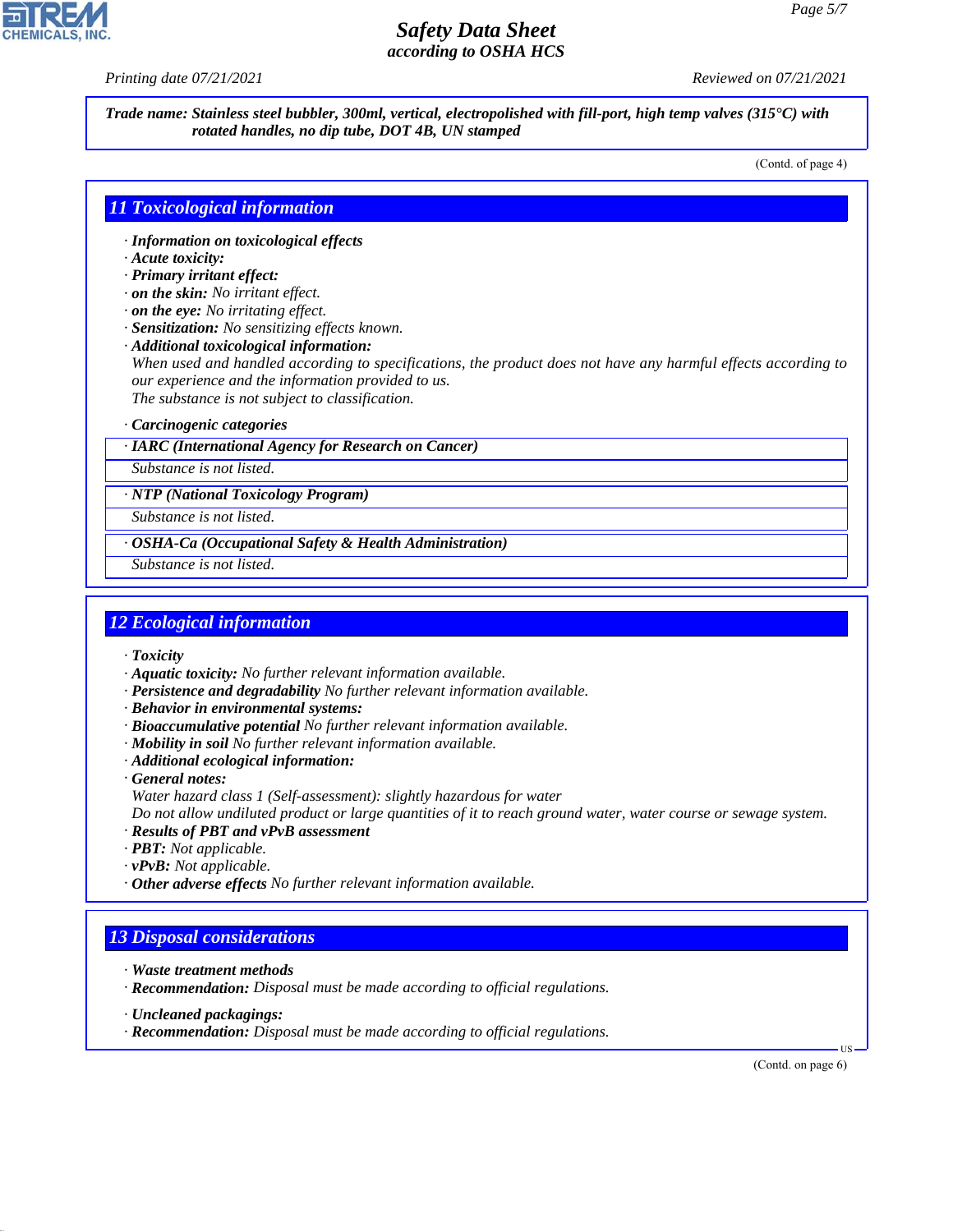**Trade name: Stainless steel bubbler, 300ml, vertical, electropolished with fill-port, high temp valves (315°C) with rotated handles, no dip tube, DOT 4B, UN stamped**

(Contd. of page 4)

## 11 Toxicological information

- ***Information on toxicological effects***
- ***Acute toxicity:***
- ***Primary irritant effect:***
- ***on the skin:*** *No irritant effect.*
- ***on the eye:*** *No irritating effect.*
- ***Sensitization:*** *No sensitizing effects known.*
- ***Additional toxicological information:***
  *When used and handled according to specifications, the product does not have any harmful effects according to our experience and the information provided to us.*
  *The substance is not subject to classification.*

- ***Carcinogenic categories***

| · ***IARC (International Agency for Research on Cancer)*** |
|---|
| *Substance is not listed.* |

| · ***NTP (National Toxicology Program)*** |
|---|
| *Substance is not listed.* |

| · ***OSHA-Ca (Occupational Safety & Health Administration)*** |
|---|
| *Substance is not listed.* |

## 12 Ecological information

- ***Toxicity***
- ***Aquatic toxicity:*** *No further relevant information available.*
- ***Persistence and degradability*** *No further relevant information available.*
- ***Behavior in environmental systems:***
- ***Bioaccumulative potential*** *No further relevant information available.*
- ***Mobility in soil*** *No further relevant information available.*
- ***Additional ecological information:***
- ***General notes:***
  *Water hazard class 1 (Self-assessment): slightly hazardous for water*
  *Do not allow undiluted product or large quantities of it to reach ground water, water course or sewage system.*
- ***Results of PBT and vPvB assessment***
- ***PBT:*** *Not applicable.*
- ***vPvB:*** *Not applicable.*
- ***Other adverse effects*** *No further relevant information available.*

## 13 Disposal considerations

- ***Waste treatment methods***
- ***Recommendation:*** *Disposal must be made according to official regulations.*

- ***Uncleaned packagings:***
- ***Recommendation:*** *Disposal must be made according to official regulations.*

(Contd. on page 6)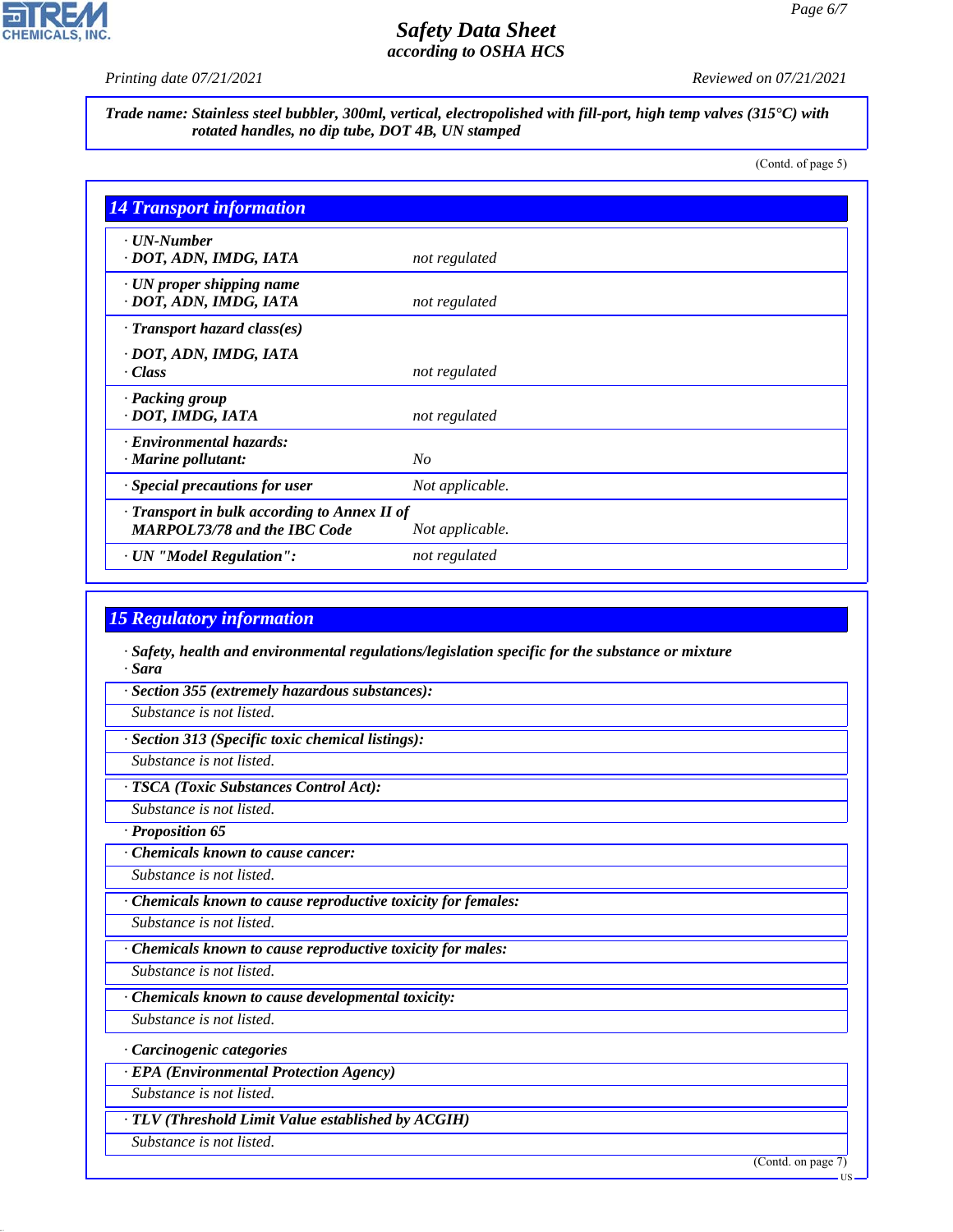**Trade name: Stainless steel bubbler, 300ml, vertical, electropolished with fill-port, high temp valves (315°C) with rotated handles, no dip tube, DOT 4B, UN stamped**

(Contd. of page 5)

## 14 Transport information

| | |
|---|---|
| · **UN-Number**<br>· **DOT, ADN, IMDG, IATA** | not regulated |
| · **UN proper shipping name**<br>· **DOT, ADN, IMDG, IATA** | not regulated |
| · **Transport hazard class(es)**<br><br>· **DOT, ADN, IMDG, IATA**<br>· **Class** | not regulated |
| · **Packing group**<br>· **DOT, IMDG, IATA** | not regulated |
| · **Environmental hazards:**<br>· **Marine pollutant:** | No |
| · **Special precautions for user** | Not applicable. |
| · **Transport in bulk according to Annex II of MARPOL73/78 and the IBC Code** | Not applicable. |
| · **UN "Model Regulation":** | not regulated |

## 15 Regulatory information

· **Safety, health and environmental regulations/legislation specific for the substance or mixture**
· **Sara**

· **Section 355 (extremely hazardous substances):**
Substance is not listed.

· **Section 313 (Specific toxic chemical listings):**
Substance is not listed.

· **TSCA (Toxic Substances Control Act):**
Substance is not listed.

· **Proposition 65**

· **Chemicals known to cause cancer:**
Substance is not listed.

· **Chemicals known to cause reproductive toxicity for females:**
Substance is not listed.

· **Chemicals known to cause reproductive toxicity for males:**
Substance is not listed.

· **Chemicals known to cause developmental toxicity:**
Substance is not listed.

· **Carcinogenic categories**

· **EPA (Environmental Protection Agency)**
Substance is not listed.

· **TLV (Threshold Limit Value established by ACGIH)**
Substance is not listed.

(Contd. on page 7)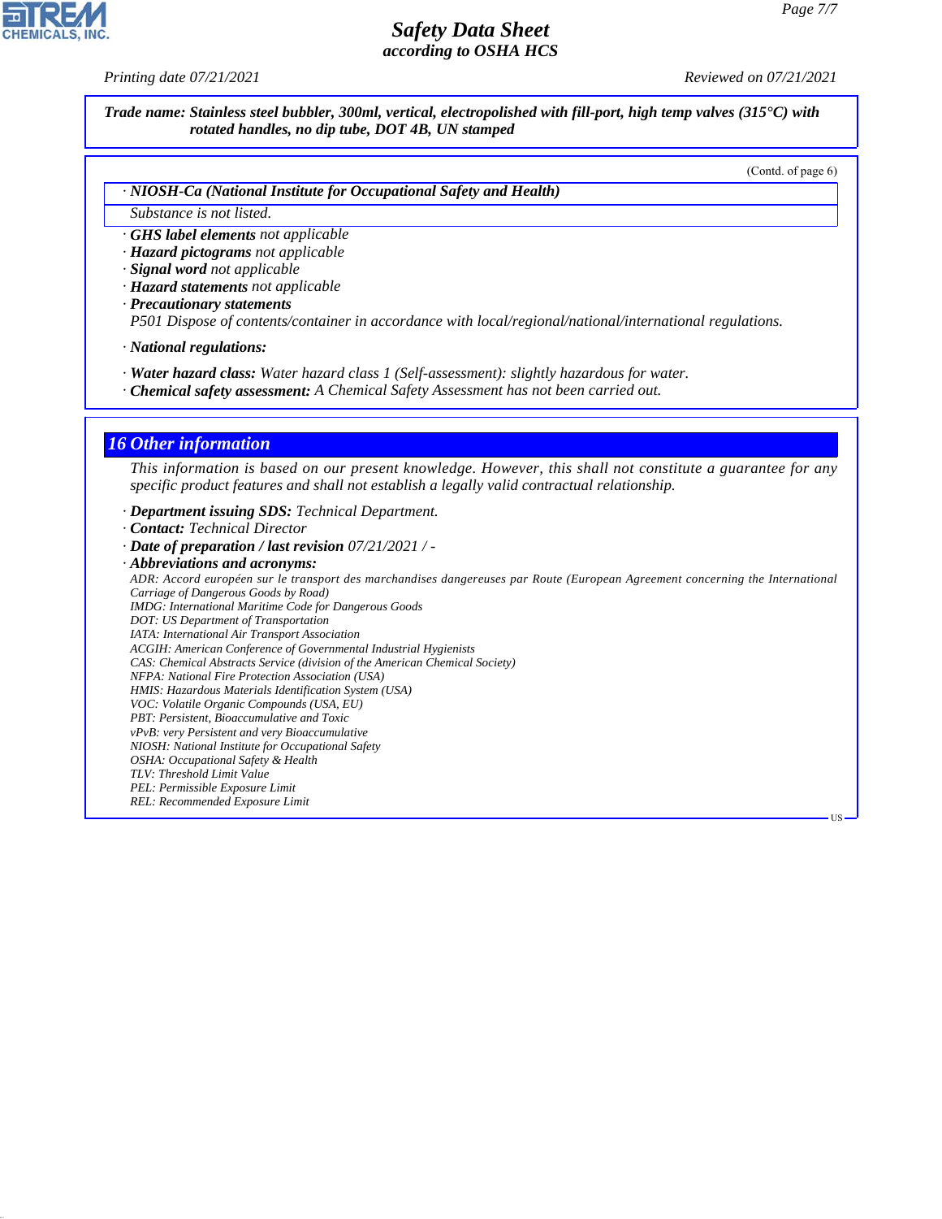**Trade name: Stainless steel bubbler, 300ml, vertical, electropolished with fill-port, high temp valves (315°C) with rotated handles, no dip tube, DOT 4B, UN stamped**

(Contd. of page 6)

· **NIOSH-Ca (National Institute for Occupational Safety and Health)**

Substance is not listed.

· **GHS label elements** not applicable
· **Hazard pictograms** not applicable
· **Signal word** not applicable
· **Hazard statements** not applicable
· **Precautionary statements**
P501 Dispose of contents/container in accordance with local/regional/national/international regulations.

· **National regulations:**

· **Water hazard class:** Water hazard class 1 (Self-assessment): slightly hazardous for water.
· **Chemical safety assessment:** A Chemical Safety Assessment has not been carried out.

## 16 Other information

This information is based on our present knowledge. However, this shall not constitute a guarantee for any specific product features and shall not establish a legally valid contractual relationship.

· **Department issuing SDS:** Technical Department.
· **Contact:** Technical Director
· **Date of preparation / last revision** 07/21/2021 / -
· **Abbreviations and acronyms:**
ADR: Accord européen sur le transport des marchandises dangereuses par Route (European Agreement concerning the International Carriage of Dangerous Goods by Road)
IMDG: International Maritime Code for Dangerous Goods
DOT: US Department of Transportation
IATA: International Air Transport Association
ACGIH: American Conference of Governmental Industrial Hygienists
CAS: Chemical Abstracts Service (division of the American Chemical Society)
NFPA: National Fire Protection Association (USA)
HMIS: Hazardous Materials Identification System (USA)
VOC: Volatile Organic Compounds (USA, EU)
PBT: Persistent, Bioaccumulative and Toxic
vPvB: very Persistent and very Bioaccumulative
NIOSH: National Institute for Occupational Safety
OSHA: Occupational Safety & Health
TLV: Threshold Limit Value
PEL: Permissible Exposure Limit
REL: Recommended Exposure Limit